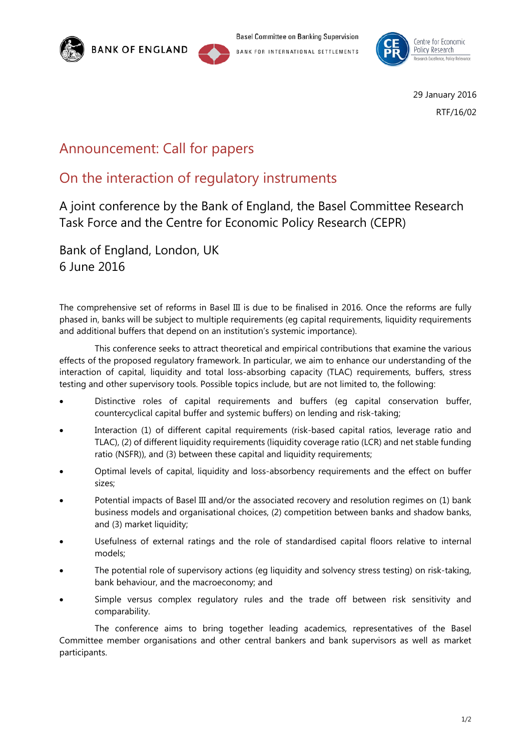BANK OF ENGLAND

Basel Committee on Banking Supervision

BANK FOR INTERNATIONAL SETTLEMENTS

Centre for Economic Policy Research

29 January 2016

RTF/16/02

# Announcement: Call for papers

# On the interaction of regulatory instruments

## A joint conference by the Bank of England, the Basel Committee Research Task Force and the Centre for Economic Policy Research (CEPR)

## Bank of England, London, UK
## 6 June 2016

The comprehensive set of reforms in Basel III is due to be finalised in 2016. Once the reforms are fully phased in, banks will be subject to multiple requirements (eg capital requirements, liquidity requirements and additional buffers that depend on an institution's systemic importance).

This conference seeks to attract theoretical and empirical contributions that examine the various effects of the proposed regulatory framework. In particular, we aim to enhance our understanding of the interaction of capital, liquidity and total loss-absorbing capacity (TLAC) requirements, buffers, stress testing and other supervisory tools. Possible topics include, but are not limited to, the following:

- Distinctive roles of capital requirements and buffers (eg capital conservation buffer, countercyclical capital buffer and systemic buffers) on lending and risk-taking;
- Interaction (1) of different capital requirements (risk-based capital ratios, leverage ratio and TLAC), (2) of different liquidity requirements (liquidity coverage ratio (LCR) and net stable funding ratio (NSFR)), and (3) between these capital and liquidity requirements;
- Optimal levels of capital, liquidity and loss-absorbency requirements and the effect on buffer sizes;
- Potential impacts of Basel III and/or the associated recovery and resolution regimes on (1) bank business models and organisational choices, (2) competition between banks and shadow banks, and (3) market liquidity;
- Usefulness of external ratings and the role of standardised capital floors relative to internal models;
- The potential role of supervisory actions (eg liquidity and solvency stress testing) on risk-taking, bank behaviour, and the macroeconomy; and
- Simple versus complex regulatory rules and the trade off between risk sensitivity and comparability.

The conference aims to bring together leading academics, representatives of the Basel Committee member organisations and other central bankers and bank supervisors as well as market participants.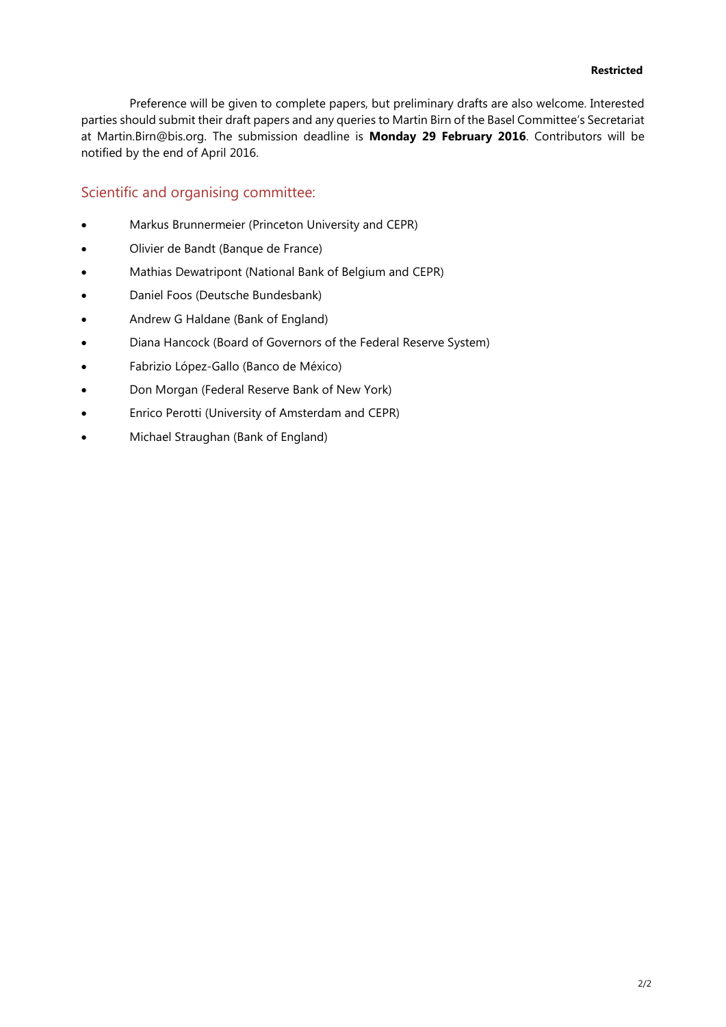Preference will be given to complete papers, but preliminary drafts are also welcome. Interested parties should submit their draft papers and any queries to Martin Birn of the Basel Committee's Secretariat at Martin.Birn@bis.org. The submission deadline is **Monday 29 February 2016**. Contributors will be notified by the end of April 2016.

## Scientific and organising committee:

- Markus Brunnermeier (Princeton University and CEPR)
- Olivier de Bandt (Banque de France)
- Mathias Dewatripont (National Bank of Belgium and CEPR)
- Daniel Foos (Deutsche Bundesbank)
- Andrew G Haldane (Bank of England)
- Diana Hancock (Board of Governors of the Federal Reserve System)
- Fabrizio López-Gallo (Banco de México)
- Don Morgan (Federal Reserve Bank of New York)
- Enrico Perotti (University of Amsterdam and CEPR)
- Michael Straughan (Bank of England)